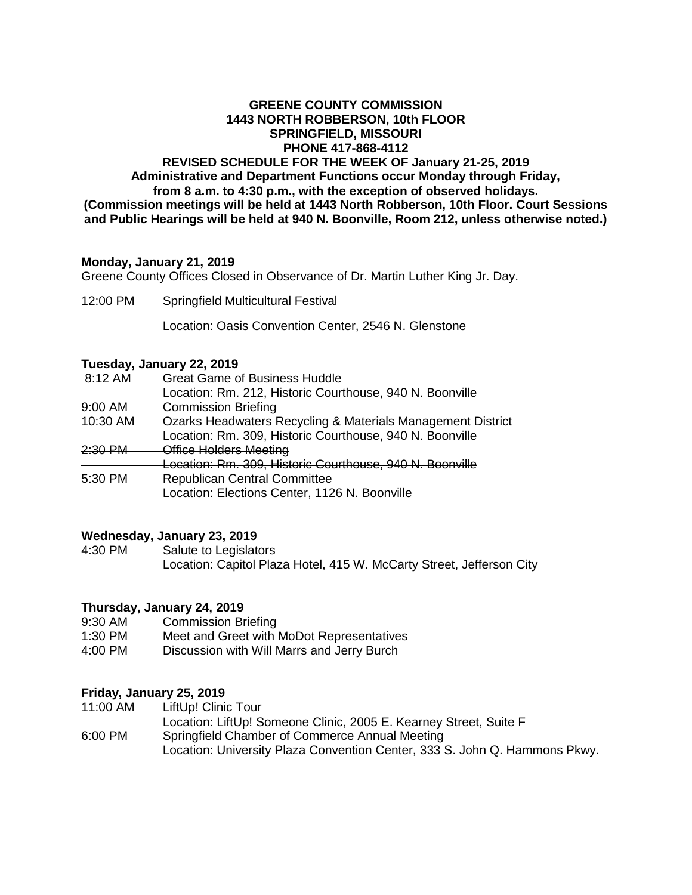**GREENE COUNTY COMMISSION**
**1443 NORTH ROBBERSON, 10th FLOOR**
**SPRINGFIELD, MISSOURI**
**PHONE 417-868-4112**
**REVISED SCHEDULE FOR THE WEEK OF January 21-25, 2019**
**Administrative and Department Functions occur Monday through Friday, from 8 a.m. to 4:30 p.m., with the exception of observed holidays.**
**(Commission meetings will be held at 1443 North Robberson, 10th Floor. Court Sessions and Public Hearings will be held at 940 N. Boonville, Room 212, unless otherwise noted.)**

**Monday, January 21, 2019**
Greene County Offices Closed in Observance of Dr. Martin Luther King Jr. Day.

12:00 PM Springfield Multicultural Festival
Location: Oasis Convention Center, 2546 N. Glenstone

**Tuesday, January 22, 2019**

8:12 AM Great Game of Business Huddle
Location: Rm. 212, Historic Courthouse, 940 N. Boonville

9:00 AM Commission Briefing

10:30 AM Ozarks Headwaters Recycling & Materials Management District
Location: Rm. 309, Historic Courthouse, 940 N. Boonville

~~2:30 PM Office Holders Meeting~~
~~Location: Rm. 309, Historic Courthouse, 940 N. Boonville~~

5:30 PM Republican Central Committee
Location: Elections Center, 1126 N. Boonville

**Wednesday, January 23, 2019**

4:30 PM Salute to Legislators
Location: Capitol Plaza Hotel, 415 W. McCarty Street, Jefferson City

**Thursday, January 24, 2019**

9:30 AM Commission Briefing

1:30 PM Meet and Greet with MoDot Representatives

4:00 PM Discussion with Will Marrs and Jerry Burch

**Friday, January 25, 2019**

11:00 AM LiftUp! Clinic Tour
Location: LiftUp! Someone Clinic, 2005 E. Kearney Street, Suite F

6:00 PM Springfield Chamber of Commerce Annual Meeting
Location: University Plaza Convention Center, 333 S. John Q. Hammons Pkwy.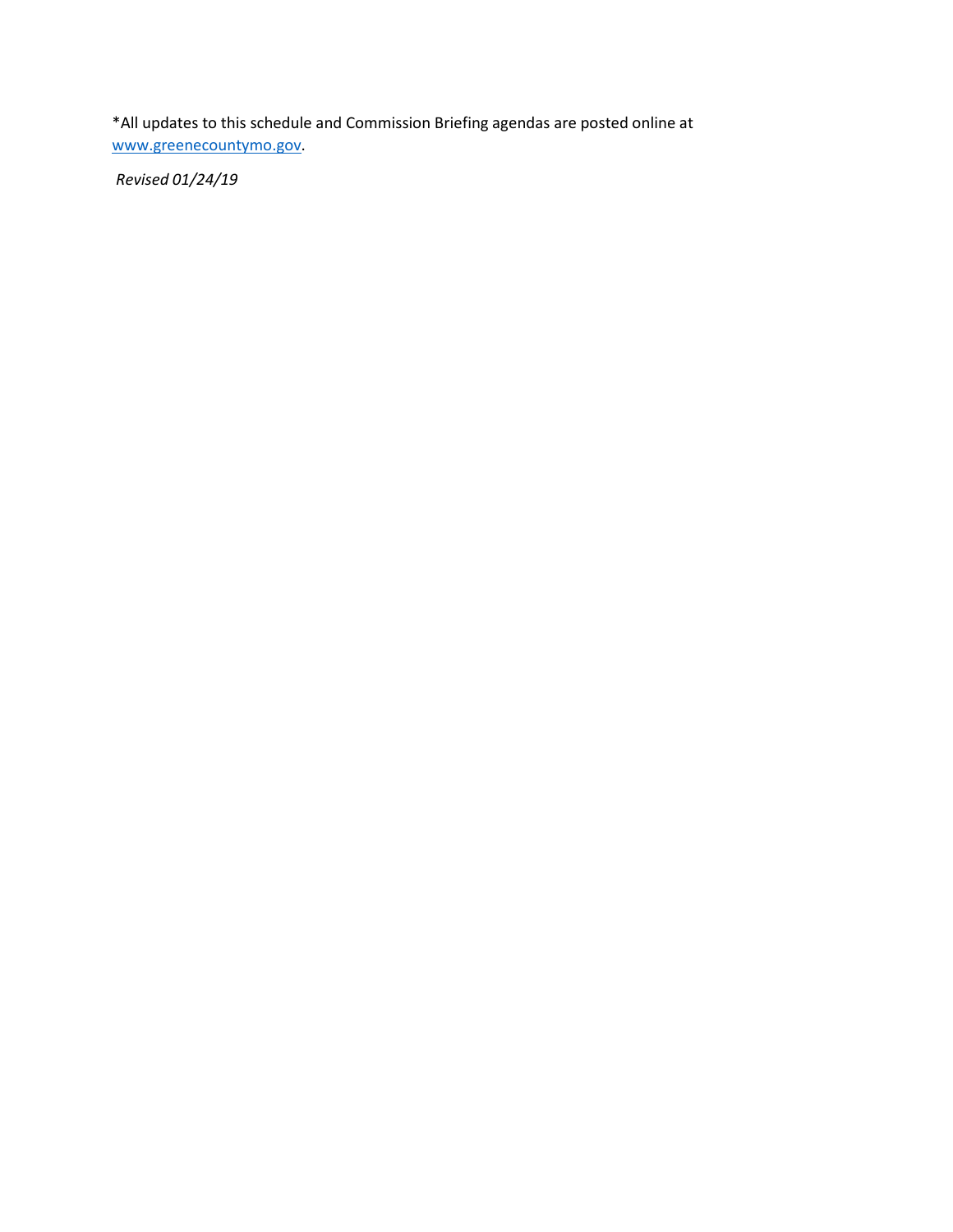*All updates to this schedule and Commission Briefing agendas are posted online at [www.greenecountymo.gov](http://www.greenecountymo.gov).

*Revised 01/24/19*